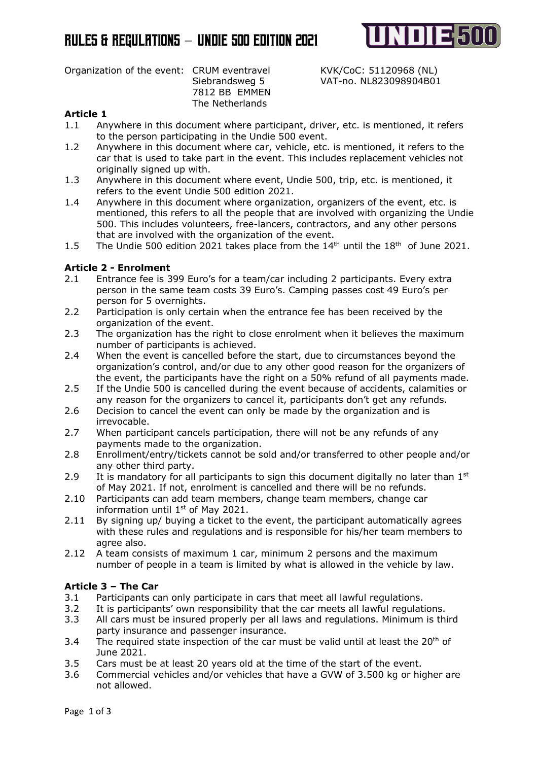# RULES & REGULATIONS – UNDIE 500 EDITION 2021

Organization of the event: CRUM eventravel
Siebrandsweg 5
7812 BB EMMEN
The Netherlands

KVK/CoC: 51120968 (NL)
VAT-no. NL823098904B01

**Article 1**

1.1 Anywhere in this document where participant, driver, etc. is mentioned, it refers to the person participating in the Undie 500 event.

1.2 Anywhere in this document where car, vehicle, etc. is mentioned, it refers to the car that is used to take part in the event. This includes replacement vehicles not originally signed up with.

1.3 Anywhere in this document where event, Undie 500, trip, etc. is mentioned, it refers to the event Undie 500 edition 2021.

1.4 Anywhere in this document where organization, organizers of the event, etc. is mentioned, this refers to all the people that are involved with organizing the Undie 500. This includes volunteers, free-lancers, contractors, and any other persons that are involved with the organization of the event.

1.5 The Undie 500 edition 2021 takes place from the 14th until the 18th of June 2021.

**Article 2 - Enrolment**

2.1 Entrance fee is 399 Euro's for a team/car including 2 participants. Every extra person in the same team costs 39 Euro's. Camping passes cost 49 Euro's per person for 5 overnights.

2.2 Participation is only certain when the entrance fee has been received by the organization of the event.

2.3 The organization has the right to close enrolment when it believes the maximum number of participants is achieved.

2.4 When the event is cancelled before the start, due to circumstances beyond the organization's control, and/or due to any other good reason for the organizers of the event, the participants have the right on a 50% refund of all payments made.

2.5 If the Undie 500 is cancelled during the event because of accidents, calamities or any reason for the organizers to cancel it, participants don't get any refunds.

2.6 Decision to cancel the event can only be made by the organization and is irrevocable.

2.7 When participant cancels participation, there will not be any refunds of any payments made to the organization.

2.8 Enrollment/entry/tickets cannot be sold and/or transferred to other people and/or any other third party.

2.9 It is mandatory for all participants to sign this document digitally no later than 1st of May 2021. If not, enrolment is cancelled and there will be no refunds.

2.10 Participants can add team members, change team members, change car information until 1st of May 2021.

2.11 By signing up/ buying a ticket to the event, the participant automatically agrees with these rules and regulations and is responsible for his/her team members to agree also.

2.12 A team consists of maximum 1 car, minimum 2 persons and the maximum number of people in a team is limited by what is allowed in the vehicle by law.

**Article 3 – The Car**

3.1 Participants can only participate in cars that meet all lawful regulations.

3.2 It is participants' own responsibility that the car meets all lawful regulations.

3.3 All cars must be insured properly per all laws and regulations. Minimum is third party insurance and passenger insurance.

3.4 The required state inspection of the car must be valid until at least the 20th of June 2021.

3.5 Cars must be at least 20 years old at the time of the start of the event.

3.6 Commercial vehicles and/or vehicles that have a GVW of 3.500 kg or higher are not allowed.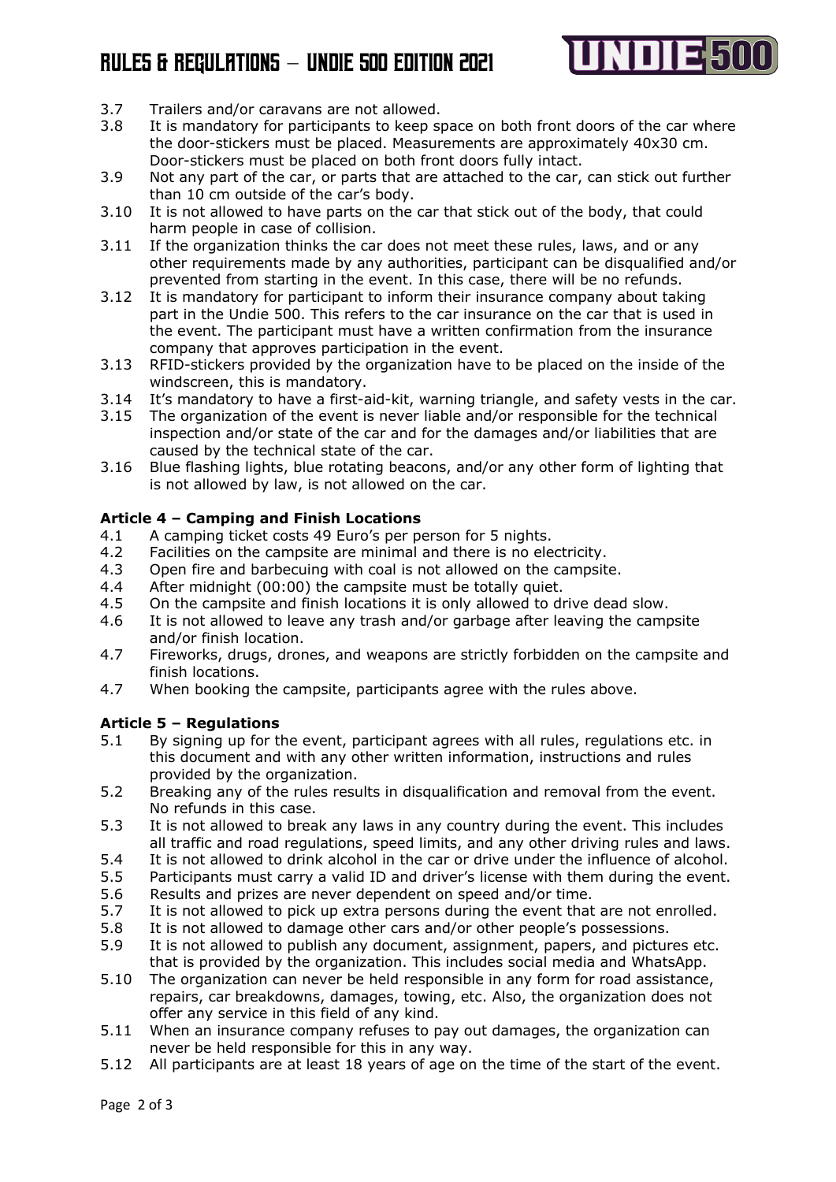3.7 Trailers and/or caravans are not allowed.

3.8 It is mandatory for participants to keep space on both front doors of the car where the door-stickers must be placed. Measurements are approximately 40x30 cm. Door-stickers must be placed on both front doors fully intact.

3.9 Not any part of the car, or parts that are attached to the car, can stick out further than 10 cm outside of the car's body.

3.10 It is not allowed to have parts on the car that stick out of the body, that could harm people in case of collision.

3.11 If the organization thinks the car does not meet these rules, laws, and or any other requirements made by any authorities, participant can be disqualified and/or prevented from starting in the event. In this case, there will be no refunds.

3.12 It is mandatory for participant to inform their insurance company about taking part in the Undie 500. This refers to the car insurance on the car that is used in the event. The participant must have a written confirmation from the insurance company that approves participation in the event.

3.13 RFID-stickers provided by the organization have to be placed on the inside of the windscreen, this is mandatory.

3.14 It's mandatory to have a first-aid-kit, warning triangle, and safety vests in the car.

3.15 The organization of the event is never liable and/or responsible for the technical inspection and/or state of the car and for the damages and/or liabilities that are caused by the technical state of the car.

3.16 Blue flashing lights, blue rotating beacons, and/or any other form of lighting that is not allowed by law, is not allowed on the car.

**Article 4 – Camping and Finish Locations**

4.1 A camping ticket costs 49 Euro's per person for 5 nights.

4.2 Facilities on the campsite are minimal and there is no electricity.

4.3 Open fire and barbecuing with coal is not allowed on the campsite.

4.4 After midnight (00:00) the campsite must be totally quiet.

4.5 On the campsite and finish locations it is only allowed to drive dead slow.

4.6 It is not allowed to leave any trash and/or garbage after leaving the campsite and/or finish location.

4.7 Fireworks, drugs, drones, and weapons are strictly forbidden on the campsite and finish locations.

4.7 When booking the campsite, participants agree with the rules above.

**Article 5 – Regulations**

5.1 By signing up for the event, participant agrees with all rules, regulations etc. in this document and with any other written information, instructions and rules provided by the organization.

5.2 Breaking any of the rules results in disqualification and removal from the event. No refunds in this case.

5.3 It is not allowed to break any laws in any country during the event. This includes all traffic and road regulations, speed limits, and any other driving rules and laws.

5.4 It is not allowed to drink alcohol in the car or drive under the influence of alcohol.

5.5 Participants must carry a valid ID and driver's license with them during the event.

5.6 Results and prizes are never dependent on speed and/or time.

5.7 It is not allowed to pick up extra persons during the event that are not enrolled.

5.8 It is not allowed to damage other cars and/or other people's possessions.

5.9 It is not allowed to publish any document, assignment, papers, and pictures etc. that is provided by the organization. This includes social media and WhatsApp.

5.10 The organization can never be held responsible in any form for road assistance, repairs, car breakdowns, damages, towing, etc. Also, the organization does not offer any service in this field of any kind.

5.11 When an insurance company refuses to pay out damages, the organization can never be held responsible for this in any way.

5.12 All participants are at least 18 years of age on the time of the start of the event.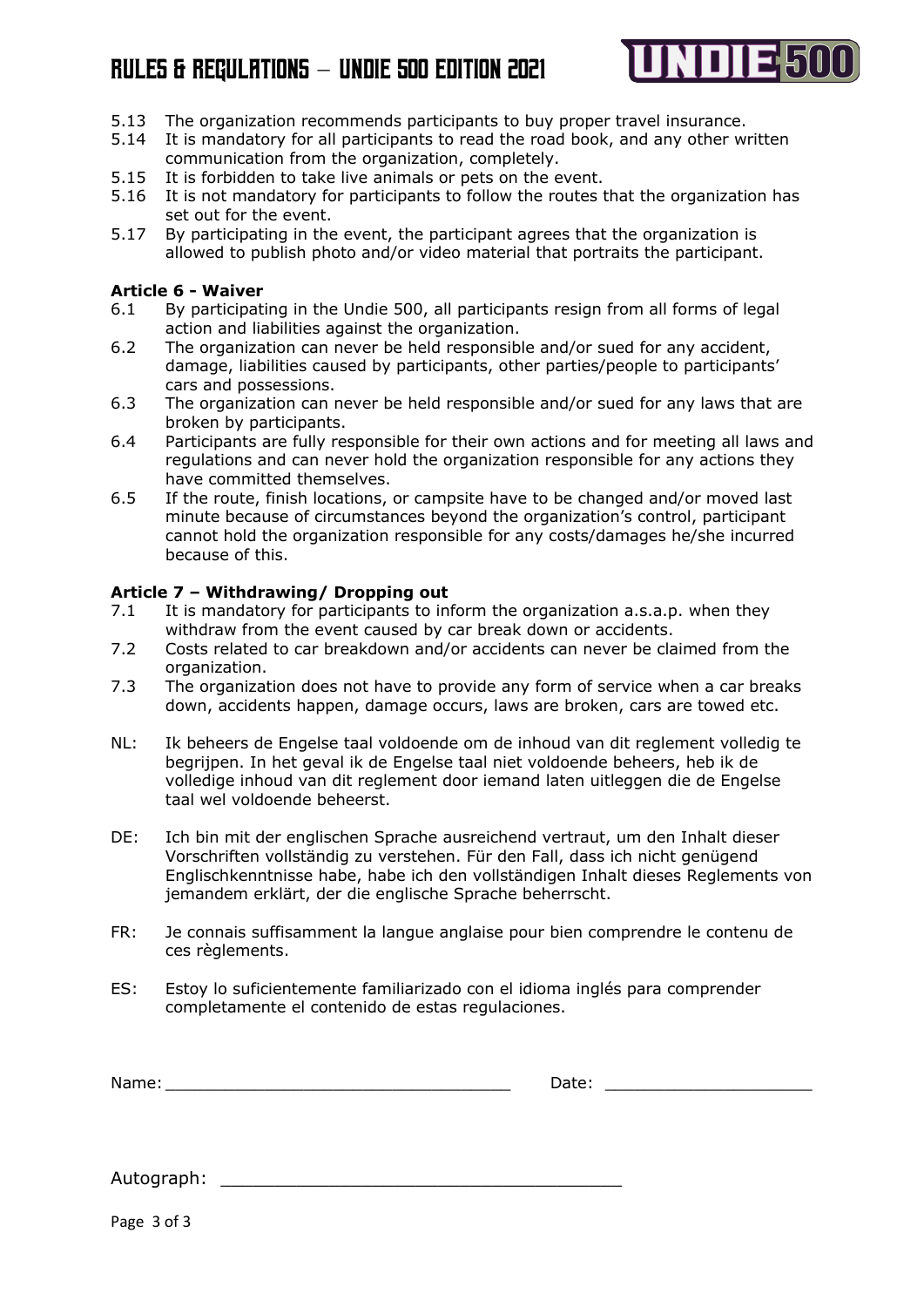5.13 The organization recommends participants to buy proper travel insurance.

5.14 It is mandatory for all participants to read the road book, and any other written communication from the organization, completely.

5.15 It is forbidden to take live animals or pets on the event.

5.16 It is not mandatory for participants to follow the routes that the organization has set out for the event.

5.17 By participating in the event, the participant agrees that the organization is allowed to publish photo and/or video material that portraits the participant.

**Article 6 - Waiver**

6.1 By participating in the Undie 500, all participants resign from all forms of legal action and liabilities against the organization.

6.2 The organization can never be held responsible and/or sued for any accident, damage, liabilities caused by participants, other parties/people to participants' cars and possessions.

6.3 The organization can never be held responsible and/or sued for any laws that are broken by participants.

6.4 Participants are fully responsible for their own actions and for meeting all laws and regulations and can never hold the organization responsible for any actions they have committed themselves.

6.5 If the route, finish locations, or campsite have to be changed and/or moved last minute because of circumstances beyond the organization's control, participant cannot hold the organization responsible for any costs/damages he/she incurred because of this.

**Article 7 – Withdrawing/ Dropping out**

7.1 It is mandatory for participants to inform the organization a.s.a.p. when they withdraw from the event caused by car break down or accidents.

7.2 Costs related to car breakdown and/or accidents can never be claimed from the organization.

7.3 The organization does not have to provide any form of service when a car breaks down, accidents happen, damage occurs, laws are broken, cars are towed etc.

NL: Ik beheers de Engelse taal voldoende om de inhoud van dit reglement volledig te begrijpen. In het geval ik de Engelse taal niet voldoende beheers, heb ik de volledige inhoud van dit reglement door iemand laten uitleggen die de Engelse taal wel voldoende beheerst.

DE: Ich bin mit der englischen Sprache ausreichend vertraut, um den Inhalt dieser Vorschriften vollständig zu verstehen. Für den Fall, dass ich nicht genügend Englischkenntnisse habe, habe ich den vollständigen Inhalt dieses Reglements von jemandem erklärt, der die englische Sprache beherrscht.

FR: Je connais suffisamment la langue anglaise pour bien comprendre le contenu de ces règlements.

ES: Estoy lo suficientemente familiarizado con el idioma inglés para comprender completamente el contenido de estas regulaciones.

Name: ___________________________________ Date: _____________________

Autograph: _________________________________________